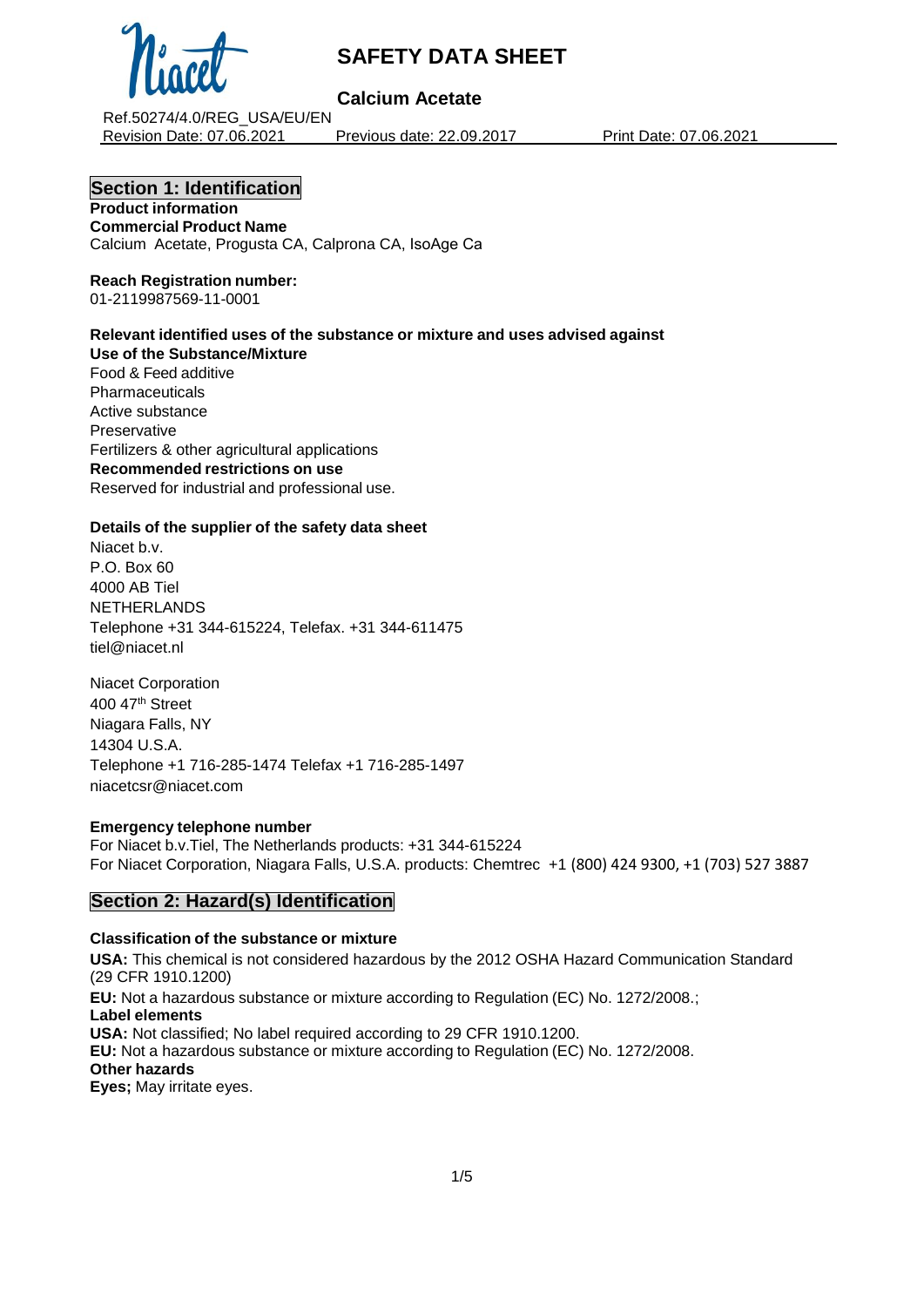# SAFETY DATA SHEET

## Calcium Acetate

Ref.50274/4.0/REG_USA/EU/EN
Revision Date: 07.06.2021 Previous date: 22.09.2017 Print Date: 07.06.2021

## Section 1: Identification

**Product information**
**Commercial Product Name**
Calcium Acetate, Progusta CA, Calprona CA, IsoAge Ca

**Reach Registration number:**
01-2119987569-11-0001

**Relevant identified uses of the substance or mixture and uses advised against**
**Use of the Substance/Mixture**
Food & Feed additive
Pharmaceuticals
Active substance
Preservative
Fertilizers & other agricultural applications
**Recommended restrictions on use**
Reserved for industrial and professional use.

**Details of the supplier of the safety data sheet**
Niacet b.v.
P.O. Box 60
4000 AB Tiel
NETHERLANDS
Telephone +31 344-615224, Telefax. +31 344-611475
tiel@niacet.nl

Niacet Corporation
400 47th Street
Niagara Falls, NY
14304 U.S.A.
Telephone +1 716-285-1474 Telefax +1 716-285-1497
niacetcsr@niacet.com

**Emergency telephone number**
For Niacet b.v.Tiel, The Netherlands products: +31 344-615224
For Niacet Corporation, Niagara Falls, U.S.A. products: Chemtrec +1 (800) 424 9300, +1 (703) 527 3887

## Section 2: Hazard(s) Identification

**Classification of the substance or mixture**
**USA:** This chemical is not considered hazardous by the 2012 OSHA Hazard Communication Standard (29 CFR 1910.1200)
**EU:** Not a hazardous substance or mixture according to Regulation (EC) No. 1272/2008.;
**Label elements**
**USA:** Not classified; No label required according to 29 CFR 1910.1200.
**EU:** Not a hazardous substance or mixture according to Regulation (EC) No. 1272/2008.
**Other hazards**
**Eyes;** May irritate eyes.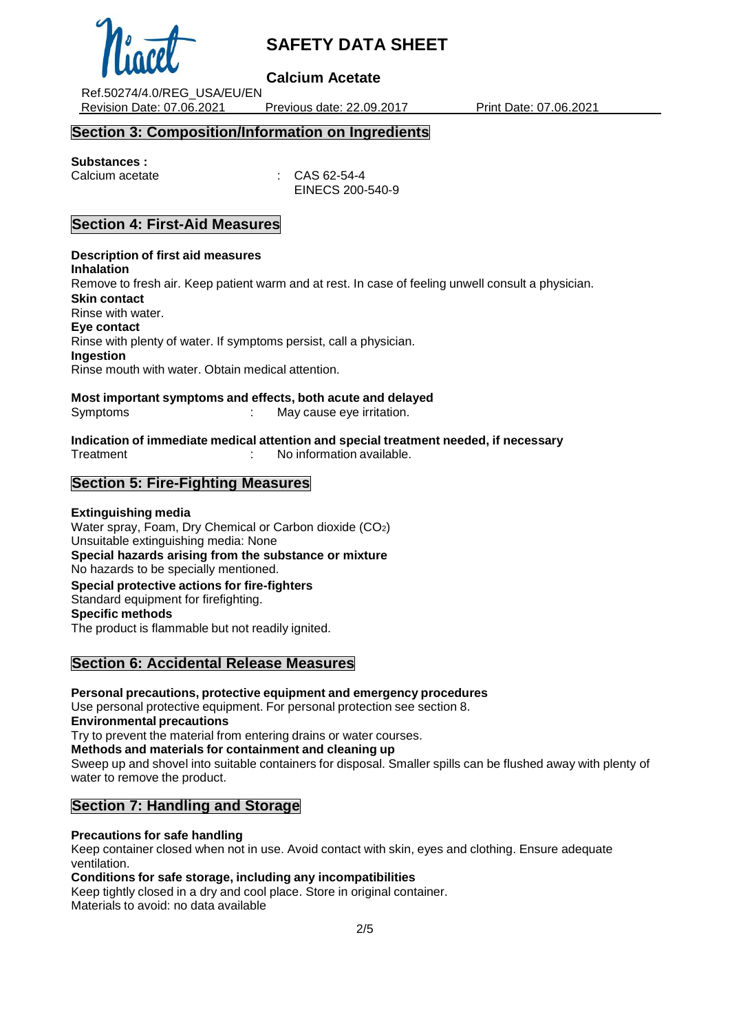## Section 3: Composition/Information on Ingredients

**Substances :**

Calcium acetate : CAS 62-54-4
EINECS 200-540-9

## Section 4: First-Aid Measures

**Description of first aid measures**

**Inhalation**

Remove to fresh air. Keep patient warm and at rest. In case of feeling unwell consult a physician.

**Skin contact**

Rinse with water.

**Eye contact**

Rinse with plenty of water. If symptoms persist, call a physician.

**Ingestion**

Rinse mouth with water. Obtain medical attention.

**Most important symptoms and effects, both acute and delayed**

Symptoms : May cause eye irritation.

**Indication of immediate medical attention and special treatment needed, if necessary**

Treatment : No information available.

## Section 5: Fire-Fighting Measures

**Extinguishing media**

Water spray, Foam, Dry Chemical or Carbon dioxide ($CO_2$)
Unsuitable extinguishing media: None

**Special hazards arising from the substance or mixture**

No hazards to be specially mentioned.

**Special protective actions for fire-fighters**

Standard equipment for firefighting.

**Specific methods**

The product is flammable but not readily ignited.

## Section 6: Accidental Release Measures

**Personal precautions, protective equipment and emergency procedures**

Use personal protective equipment. For personal protection see section 8.

**Environmental precautions**

Try to prevent the material from entering drains or water courses.

**Methods and materials for containment and cleaning up**

Sweep up and shovel into suitable containers for disposal. Smaller spills can be flushed away with plenty of water to remove the product.

## Section 7: Handling and Storage

**Precautions for safe handling**

Keep container closed when not in use. Avoid contact with skin, eyes and clothing. Ensure adequate ventilation.

**Conditions for safe storage, including any incompatibilities**

Keep tightly closed in a dry and cool place. Store in original container.
Materials to avoid: no data available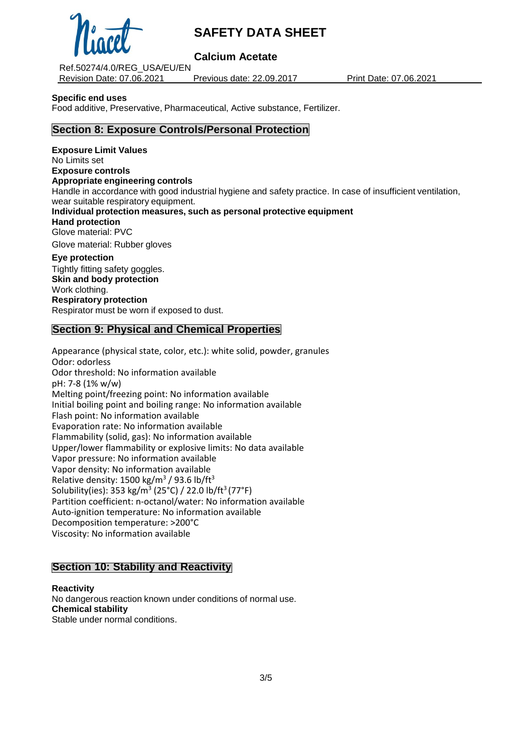**Specific end uses**

Food additive, Preservative, Pharmaceutical, Active substance, Fertilizer.

## Section 8: Exposure Controls/Personal Protection

**Exposure Limit Values**

No Limits set

**Exposure controls**

**Appropriate engineering controls**

Handle in accordance with good industrial hygiene and safety practice. In case of insufficient ventilation, wear suitable respiratory equipment.

**Individual protection measures, such as personal protective equipment**

**Hand protection**

Glove material: PVC

Glove material: Rubber gloves

**Eye protection**

Tightly fitting safety goggles.

**Skin and body protection**

Work clothing.

**Respiratory protection**

Respirator must be worn if exposed to dust.

## Section 9: Physical and Chemical Properties

Appearance (physical state, color, etc.): white solid, powder, granules
Odor: odorless
Odor threshold: No information available
pH: 7-8 (1% w/w)
Melting point/freezing point: No information available
Initial boiling point and boiling range: No information available
Flash point: No information available
Evaporation rate: No information available
Flammability (solid, gas): No information available
Upper/lower flammability or explosive limits: No data available
Vapor pressure: No information available
Vapor density: No information available
Relative density: 1500 $kg/m^3$ / 93.6 $lb/ft^3$
Solubility(ies): 353 $kg/m^3$ (25°C) / 22.0 $lb/ft^3$ (77°F)
Partition coefficient: n-octanol/water: No information available
Auto-ignition temperature: No information available
Decomposition temperature: >200°C
Viscosity: No information available

## Section 10: Stability and Reactivity

**Reactivity**

No dangerous reaction known under conditions of normal use.

**Chemical stability**

Stable under normal conditions.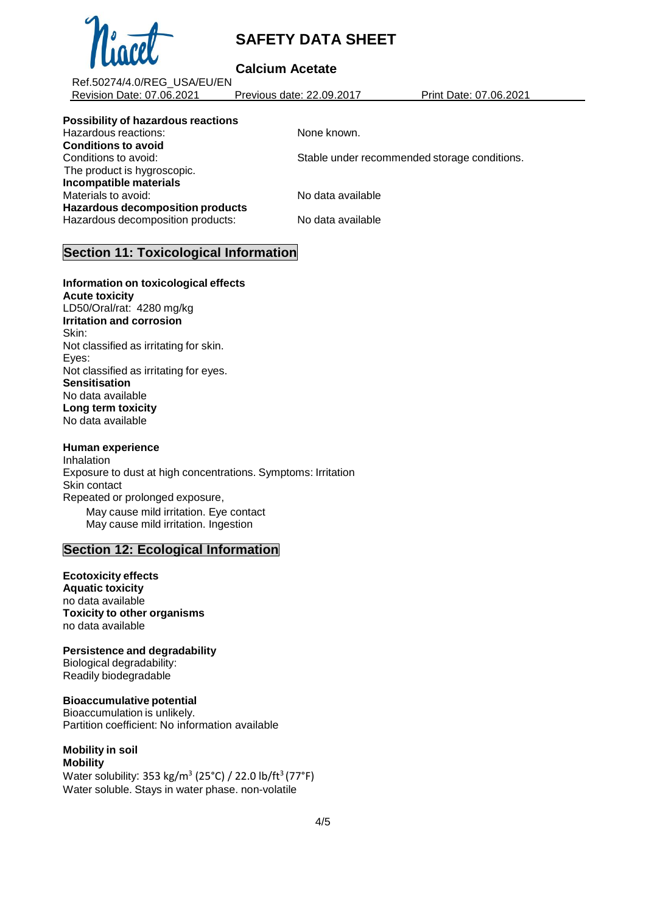**Possibility of hazardous reactions**

Hazardous reactions: None known.

**Conditions to avoid**

Conditions to avoid: Stable under recommended storage conditions.

The product is hygroscopic.

**Incompatible materials**

Materials to avoid: No data available

**Hazardous decomposition products**

Hazardous decomposition products: No data available

## Section 11: Toxicological Information

**Information on toxicological effects**

**Acute toxicity**

LD50/Oral/rat: 4280 mg/kg

**Irritation and corrosion**

Skin:

Not classified as irritating for skin.

Eyes:

Not classified as irritating for eyes.

**Sensitisation**

No data available

**Long term toxicity**

No data available

**Human experience**

Inhalation

Exposure to dust at high concentrations. Symptoms: Irritation

Skin contact

Repeated or prolonged exposure,

May cause mild irritation. Eye contact

May cause mild irritation. Ingestion

## Section 12: Ecological Information

**Ecotoxicity effects**

**Aquatic toxicity**

no data available

**Toxicity to other organisms**

no data available

**Persistence and degradability**

Biological degradability:

Readily biodegradable

**Bioaccumulative potential**

Bioaccumulation is unlikely.

Partition coefficient: No information available

**Mobility in soil**

**Mobility**

Water solubility: 353 $kg/m^3$ (25°C) / 22.0 $lb/ft^3$ (77°F)

Water soluble. Stays in water phase. non-volatile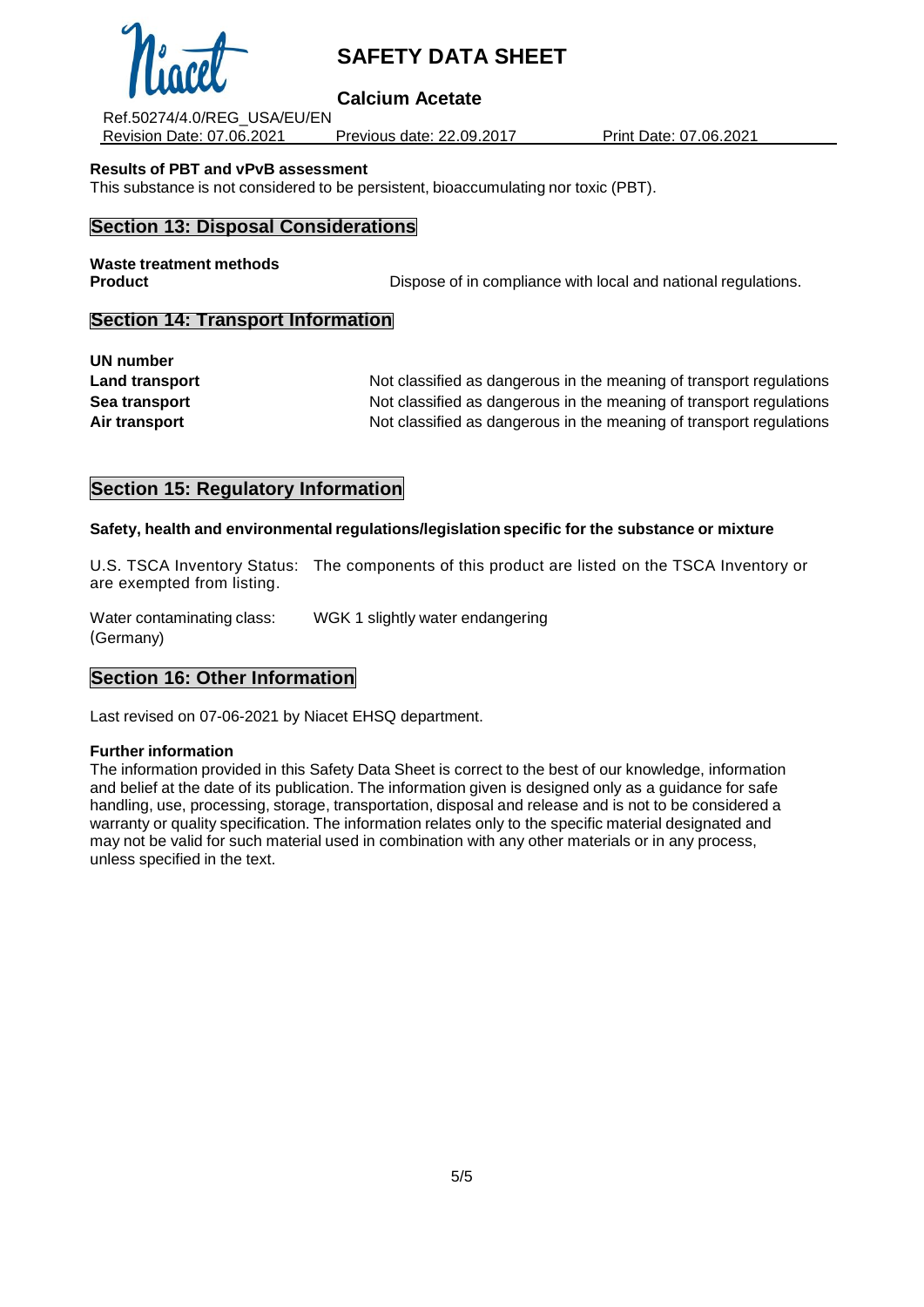**Results of PBT and vPvB assessment**
This substance is not considered to be persistent, bioaccumulating nor toxic (PBT).

## Section 13: Disposal Considerations

**Waste treatment methods**

| | |
|---|---|
| **Product** | Dispose of in compliance with local and national regulations. |

## Section 14: Transport Information

| | |
|---|---|
| **UN number** | |
| **Land transport** | Not classified as dangerous in the meaning of transport regulations |
| **Sea transport** | Not classified as dangerous in the meaning of transport regulations |
| **Air transport** | Not classified as dangerous in the meaning of transport regulations |

## Section 15: Regulatory Information

**Safety, health and environmental regulations/legislation specific for the substance or mixture**

U.S. TSCA Inventory Status: The components of this product are listed on the TSCA Inventory or are exempted from listing.

Water contaminating class: (Germany) WGK 1 slightly water endangering

## Section 16: Other Information

Last revised on 07-06-2021 by Niacet EHSQ department.

**Further information**
The information provided in this Safety Data Sheet is correct to the best of our knowledge, information and belief at the date of its publication. The information given is designed only as a guidance for safe handling, use, processing, storage, transportation, disposal and release and is not to be considered a warranty or quality specification. The information relates only to the specific material designated and may not be valid for such material used in combination with any other materials or in any process, unless specified in the text.